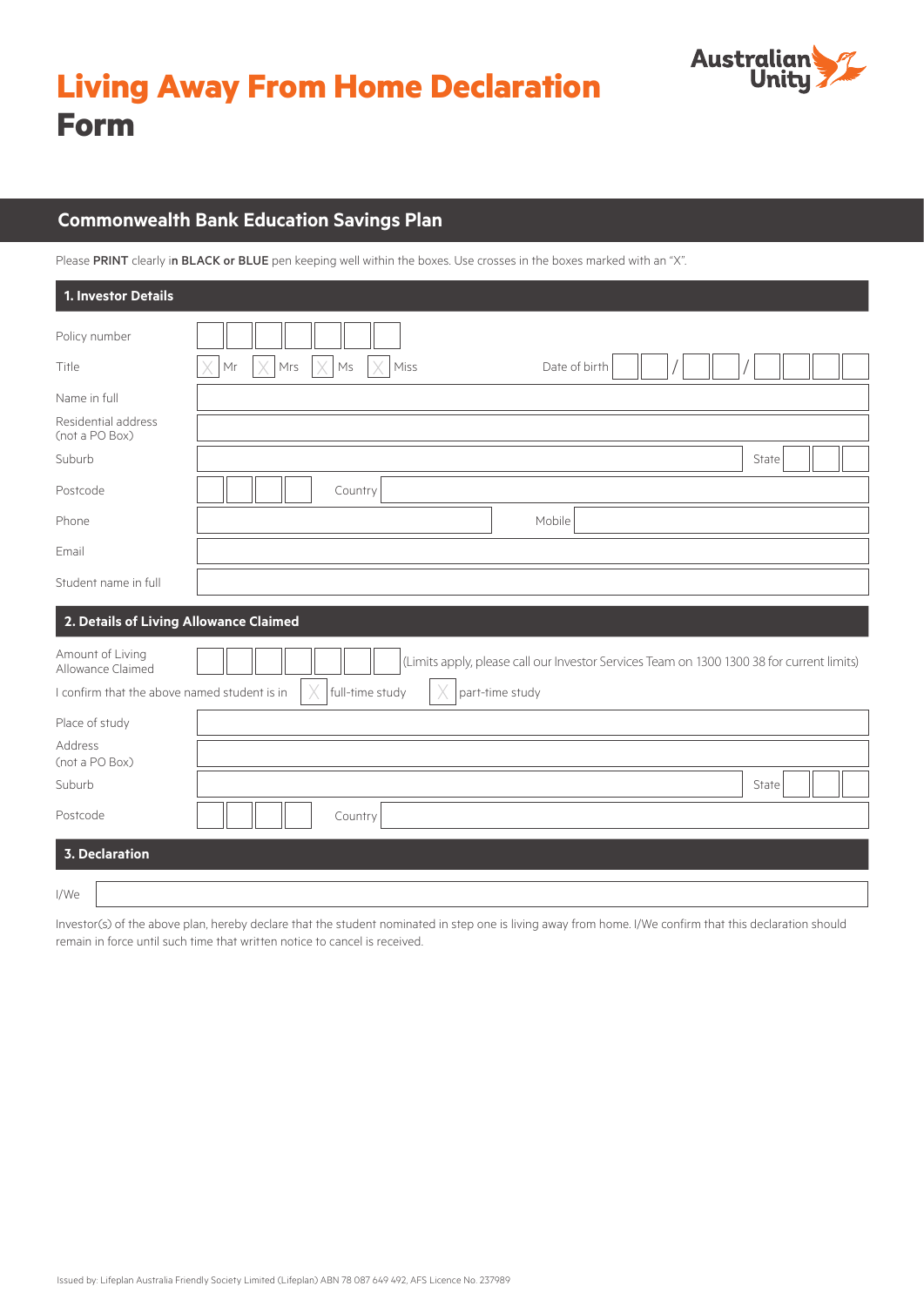# Living Away From Home Declaration Form

Australian Unity

## Commonwealth Bank Education Savings Plan

Please **PRINT** clearly i**n BLACK or BLUE** pen keeping well within the boxes. Use crosses in the boxes marked with an "X".

### 1. Investor Details

Policy number

Title ☐ Mr ☐ Mrs ☐ Ms ☐ Miss    Date of birth \_\_ / \_\_ / \_\_\_\_

Name in full

Residential address (not a PO Box)

Suburb    State

Postcode    Country

Phone    Mobile

Email

Student name in full

### 2. Details of Living Allowance Claimed

Amount of Living Allowance Claimed    (Limits apply, please call our Investor Services Team on 1300 1300 38 for current limits)

I confirm that the above named student is in ☐ full-time study ☐ part-time study

Place of study

Address (not a PO Box)

Suburb    State

Postcode    Country

### 3. Declaration

I/We

Investor(s) of the above plan, hereby declare that the student nominated in step one is living away from home. I/We confirm that this declaration should remain in force until such time that written notice to cancel is received.

Issued by: Lifeplan Australia Friendly Society Limited (Lifeplan) ABN 78 087 649 492, AFS Licence No. 237989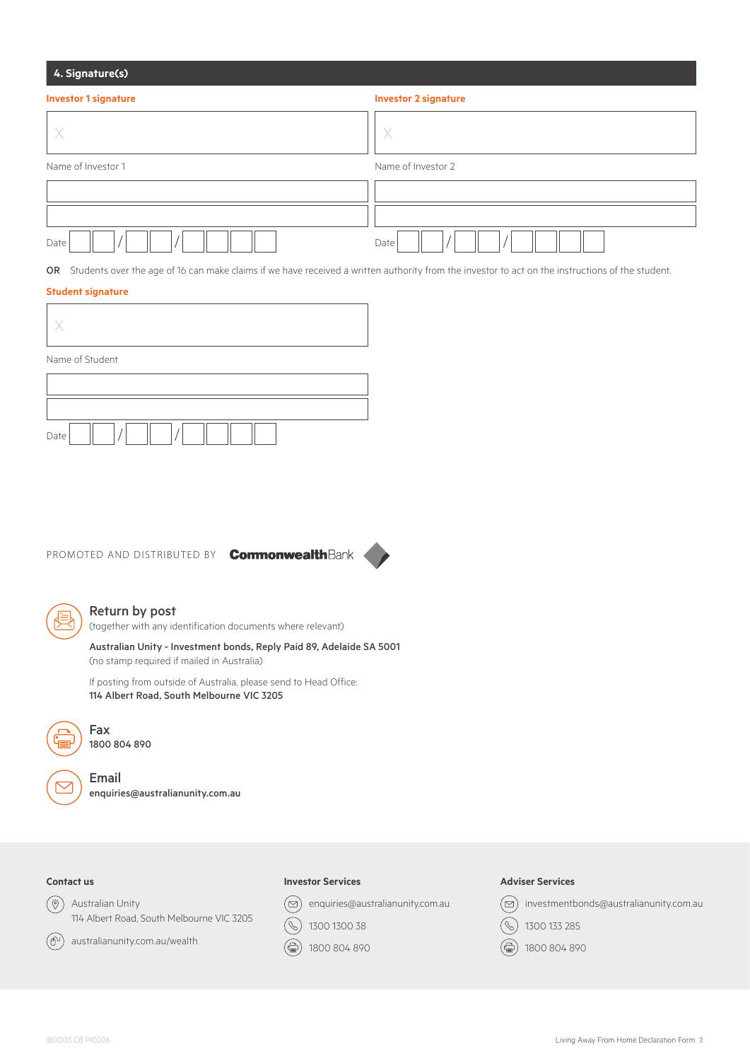## 4. Signature(s)

**Investor 1 signature**

X

Name of Investor 1

Date \_\_ \_\_ / \_\_ \_\_ / \_\_ \_\_ \_\_ \_\_

**Investor 2 signature**

X

Name of Investor 2

Date \_\_ \_\_ / \_\_ \_\_ / \_\_ \_\_ \_\_ \_\_

**OR** Students over the age of 16 can make claims if we have received a written authority from the investor to act on the instructions of the student.

**Student signature**

X

Name of Student

Date \_\_ \_\_ / \_\_ \_\_ / \_\_ \_\_ \_\_ \_\_

PROMOTED AND DISTRIBUTED BY **CommonwealthBank**

### Return by post

(together with any identification documents where relevant)

**Australian Unity - Investment bonds, Reply Paid 89, Adelaide SA 5001**
(no stamp required if mailed in Australia)

If posting from outside of Australia, please send to Head Office:
**114 Albert Road, South Melbourne VIC 3205**

### Fax

**1800 804 890**

### Email

**enquiries@australianunity.com.au**

**Contact us**

Australian Unity
114 Albert Road, South Melbourne VIC 3205

australianunity.com.au/wealth

**Investor Services**

enquiries@australianunity.com.au

1300 1300 38

1800 804 890

**Adviser Services**

investmentbonds@australianunity.com.au

1300 133 285

1800 804 890

IB0003 CB 190206